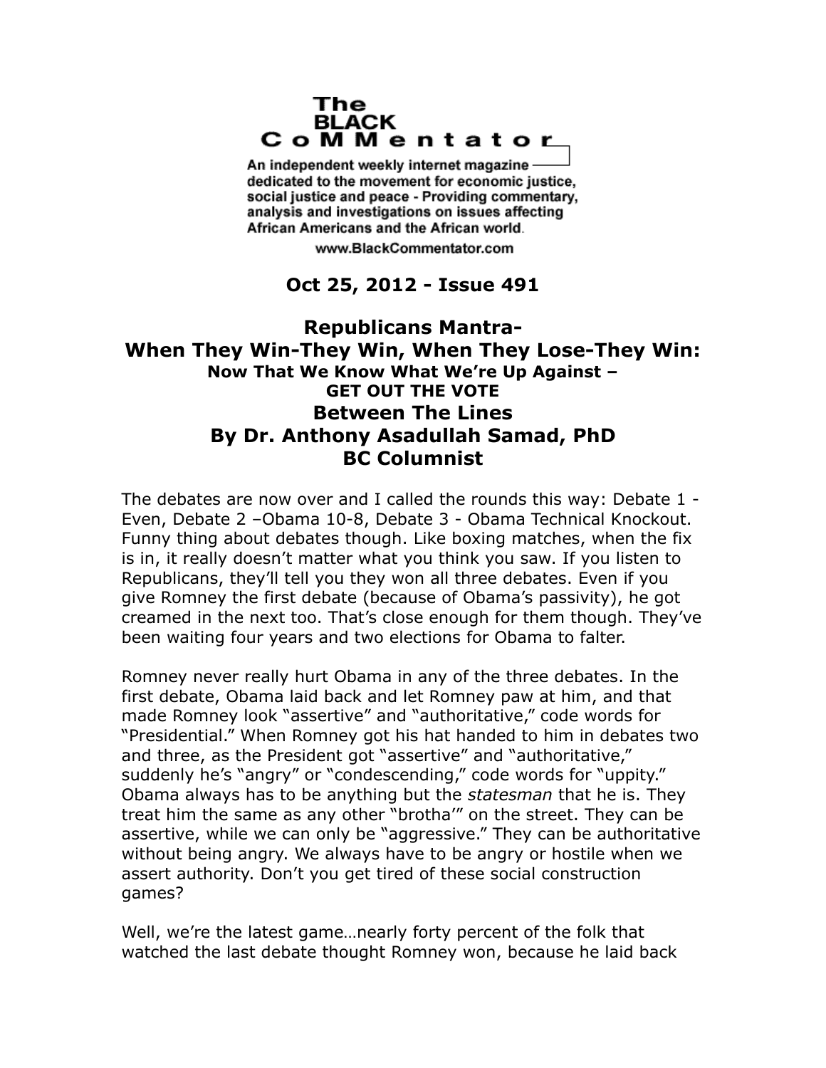# The BLACK CoMMentator

An independent weekly internet magazine dedicated to the movement for economic justice, social justice and peace - Providing commentary, analysis and investigations on issues affecting African Americans and the African world.

www.BlackCommentator.com

**Oct 25, 2012 - Issue 491**

## Republicans Mantra- When They Win-They Win, When They Lose-They Win:

### Now That We Know What We're Up Against – GET OUT THE VOTE

**Between The Lines**
**By Dr. Anthony Asadullah Samad, PhD**
**BC Columnist**

The debates are now over and I called the rounds this way: Debate 1 - Even, Debate 2 –Obama 10-8, Debate 3 - Obama Technical Knockout. Funny thing about debates though. Like boxing matches, when the fix is in, it really doesn't matter what you think you saw. If you listen to Republicans, they'll tell you they won all three debates. Even if you give Romney the first debate (because of Obama's passivity), he got creamed in the next too. That's close enough for them though. They've been waiting four years and two elections for Obama to falter.

Romney never really hurt Obama in any of the three debates. In the first debate, Obama laid back and let Romney paw at him, and that made Romney look "assertive" and "authoritative," code words for "Presidential." When Romney got his hat handed to him in debates two and three, as the President got "assertive" and "authoritative," suddenly he's "angry" or "condescending," code words for "uppity." Obama always has to be anything but the *statesman* that he is. They treat him the same as any other "brotha'" on the street. They can be assertive, while we can only be "aggressive." They can be authoritative without being angry. We always have to be angry or hostile when we assert authority. Don't you get tired of these social construction games?

Well, we're the latest game…nearly forty percent of the folk that watched the last debate thought Romney won, because he laid back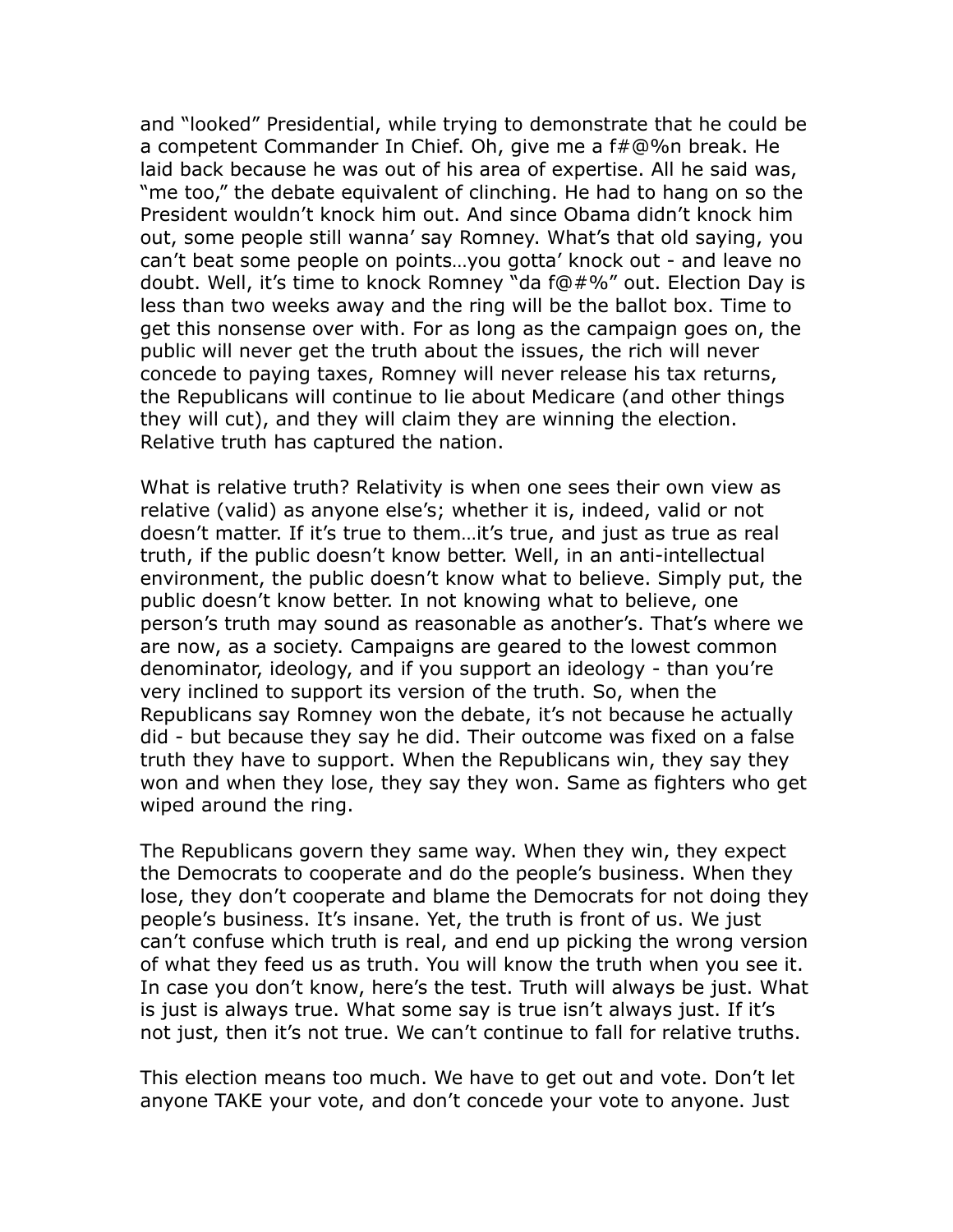and "looked" Presidential, while trying to demonstrate that he could be a competent Commander In Chief. Oh, give me a f#@%n break. He laid back because he was out of his area of expertise. All he said was, "me too," the debate equivalent of clinching. He had to hang on so the President wouldn't knock him out. And since Obama didn't knock him out, some people still wanna' say Romney. What's that old saying, you can't beat some people on points…you gotta' knock out - and leave no doubt. Well, it's time to knock Romney "da f@#%" out. Election Day is less than two weeks away and the ring will be the ballot box. Time to get this nonsense over with. For as long as the campaign goes on, the public will never get the truth about the issues, the rich will never concede to paying taxes, Romney will never release his tax returns, the Republicans will continue to lie about Medicare (and other things they will cut), and they will claim they are winning the election. Relative truth has captured the nation.

What is relative truth? Relativity is when one sees their own view as relative (valid) as anyone else's; whether it is, indeed, valid or not doesn't matter. If it's true to them…it's true, and just as true as real truth, if the public doesn't know better. Well, in an anti-intellectual environment, the public doesn't know what to believe. Simply put, the public doesn't know better. In not knowing what to believe, one person's truth may sound as reasonable as another's. That's where we are now, as a society. Campaigns are geared to the lowest common denominator, ideology, and if you support an ideology - than you're very inclined to support its version of the truth. So, when the Republicans say Romney won the debate, it's not because he actually did - but because they say he did. Their outcome was fixed on a false truth they have to support. When the Republicans win, they say they won and when they lose, they say they won. Same as fighters who get wiped around the ring.

The Republicans govern they same way. When they win, they expect the Democrats to cooperate and do the people's business. When they lose, they don't cooperate and blame the Democrats for not doing they people's business. It's insane. Yet, the truth is front of us. We just can't confuse which truth is real, and end up picking the wrong version of what they feed us as truth. You will know the truth when you see it. In case you don't know, here's the test. Truth will always be just. What is just is always true. What some say is true isn't always just. If it's not just, then it's not true. We can't continue to fall for relative truths.

This election means too much. We have to get out and vote. Don't let anyone TAKE your vote, and don't concede your vote to anyone. Just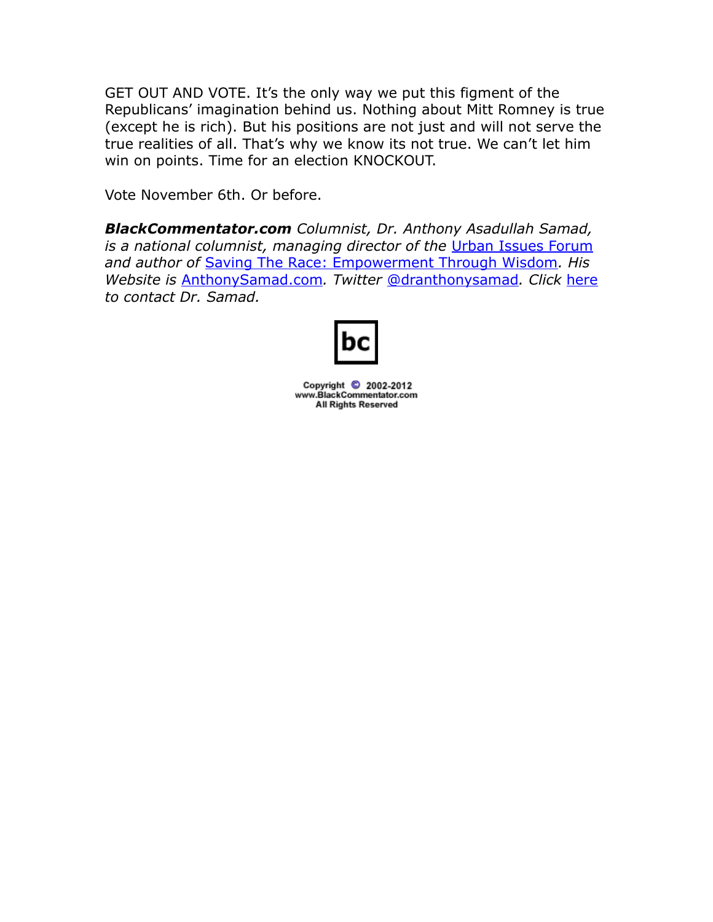GET OUT AND VOTE. It's the only way we put this figment of the Republicans' imagination behind us. Nothing about Mitt Romney is true (except he is rich). But his positions are not just and will not serve the true realities of all. That's why we know its not true. We can't let him win on points. Time for an election KNOCKOUT.

Vote November 6th. Or before.

***BlackCommentator.com*** *Columnist, Dr. Anthony Asadullah Samad, is a national columnist, managing director of the* [Urban Issues Forum] *and author of* [Saving The Race: Empowerment Through Wisdom]*. His Website is* [AnthonySamad.com]*. Twitter* [@dranthonysamad]*. Click* [here] *to contact Dr. Samad.*

bc

Copyright © 2002-2012
www.BlackCommentator.com
All Rights Reserved